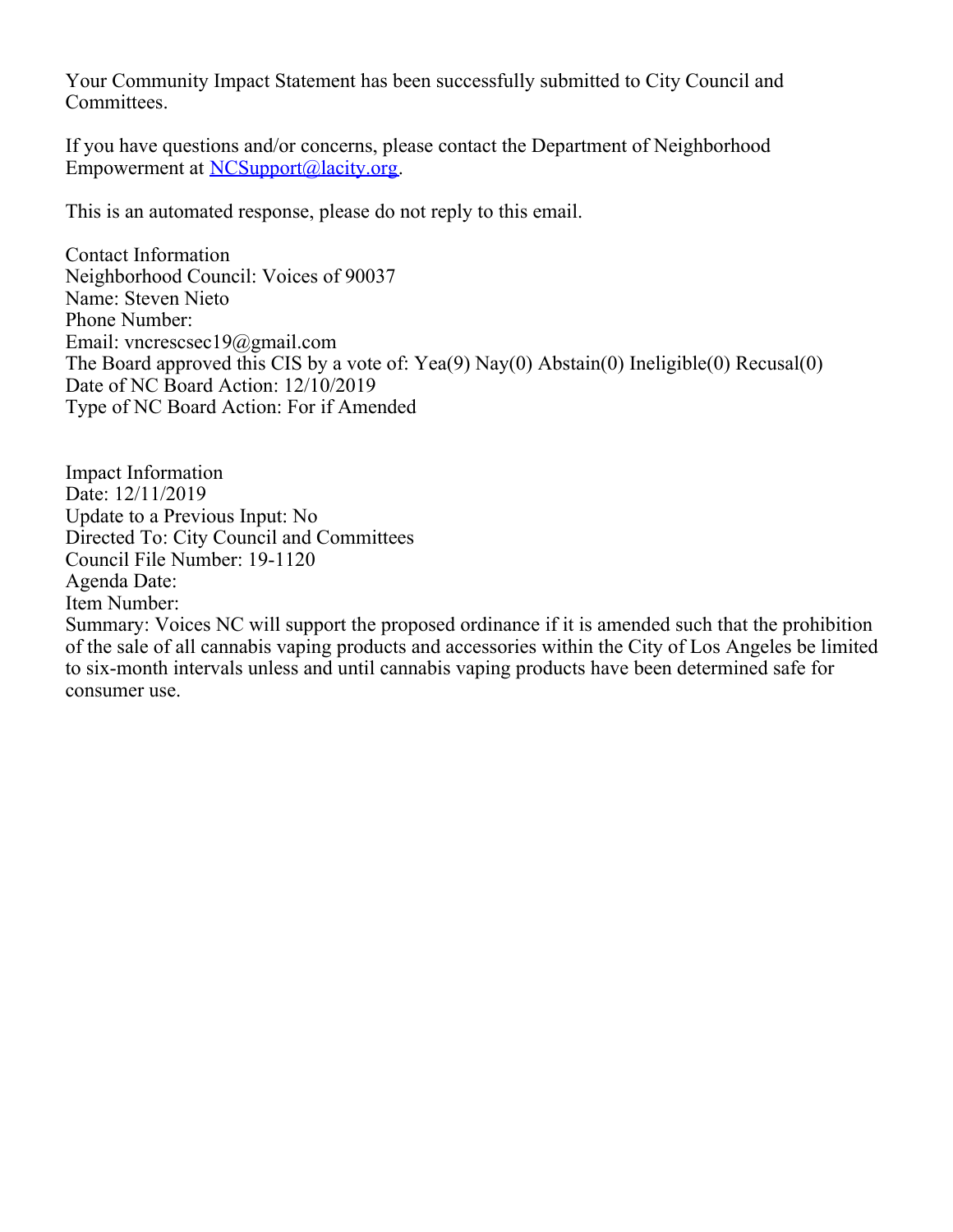Your Community Impact Statement has been successfully submitted to City Council and Committees.

If you have questions and/or concerns, please contact the Department of Neighborhood Empowerment at NCSupport@lacity.org.

This is an automated response, please do not reply to this email.

Contact Information
Neighborhood Council: Voices of 90037
Name: Steven Nieto
Phone Number:
Email: vncrescsec19@gmail.com
The Board approved this CIS by a vote of: Yea(9) Nay(0) Abstain(0) Ineligible(0) Recusal(0)
Date of NC Board Action: 12/10/2019
Type of NC Board Action: For if Amended

Impact Information
Date: 12/11/2019
Update to a Previous Input: No
Directed To: City Council and Committees
Council File Number: 19-1120
Agenda Date:
Item Number:
Summary: Voices NC will support the proposed ordinance if it is amended such that the prohibition of the sale of all cannabis vaping products and accessories within the City of Los Angeles be limited to six-month intervals unless and until cannabis vaping products have been determined safe for consumer use.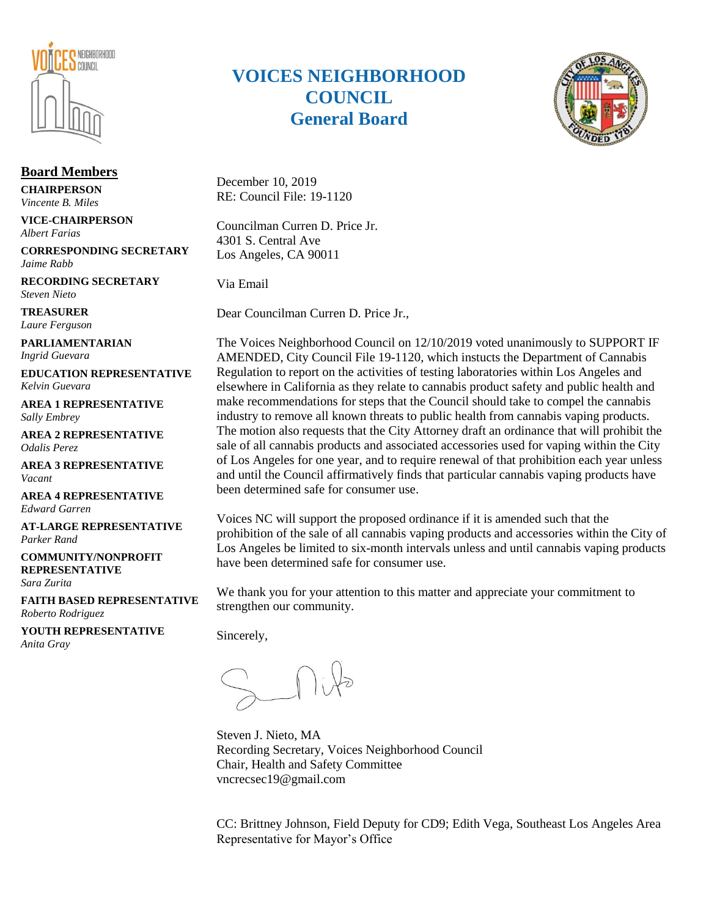# VOICES NEIGHBORHOOD COUNCIL
## General Board

**Board Members**

**CHAIRPERSON**
*Vincente B. Miles*

**VICE-CHAIRPERSON**
*Albert Farias*

**CORRESPONDING SECRETARY**
*Jaime Rabb*

**RECORDING SECRETARY**
*Steven Nieto*

**TREASURER**
*Laure Ferguson*

**PARLIAMENTARIAN**
*Ingrid Guevara*

**EDUCATION REPRESENTATIVE**
*Kelvin Guevara*

**AREA 1 REPRESENTATIVE**
*Sally Embrey*

**AREA 2 REPRESENTATIVE**
*Odalis Perez*

**AREA 3 REPRESENTATIVE**
*Vacant*

**AREA 4 REPRESENTATIVE**
*Edward Garren*

**AT-LARGE REPRESENTATIVE**
*Parker Rand*

**COMMUNITY/NONPROFIT REPRESENTATIVE**
*Sara Zurita*

**FAITH BASED REPRESENTATIVE**
*Roberto Rodriguez*

**YOUTH REPRESENTATIVE**
*Anita Gray*

December 10, 2019
RE: Council File: 19-1120

Councilman Curren D. Price Jr.
4301 S. Central Ave
Los Angeles, CA 90011

Via Email

Dear Councilman Curren D. Price Jr.,

The Voices Neighborhood Council on 12/10/2019 voted unanimously to SUPPORT IF AMENDED, City Council File 19-1120, which instucts the Department of Cannabis Regulation to report on the activities of testing laboratories within Los Angeles and elsewhere in California as they relate to cannabis product safety and public health and make recommendations for steps that the Council should take to compel the cannabis industry to remove all known threats to public health from cannabis vaping products. The motion also requests that the City Attorney draft an ordinance that will prohibit the sale of all cannabis products and associated accessories used for vaping within the City of Los Angeles for one year, and to require renewal of that prohibition each year unless and until the Council affirmatively finds that particular cannabis vaping products have been determined safe for consumer use.

Voices NC will support the proposed ordinance if it is amended such that the prohibition of the sale of all cannabis vaping products and accessories within the City of Los Angeles be limited to six-month intervals unless and until cannabis vaping products have been determined safe for consumer use.

We thank you for your attention to this matter and appreciate your commitment to strengthen our community.

Sincerely,

Steven J. Nieto, MA
Recording Secretary, Voices Neighborhood Council
Chair, Health and Safety Committee
vncrecsec19@gmail.com

CC: Brittney Johnson, Field Deputy for CD9; Edith Vega, Southeast Los Angeles Area Representative for Mayor's Office